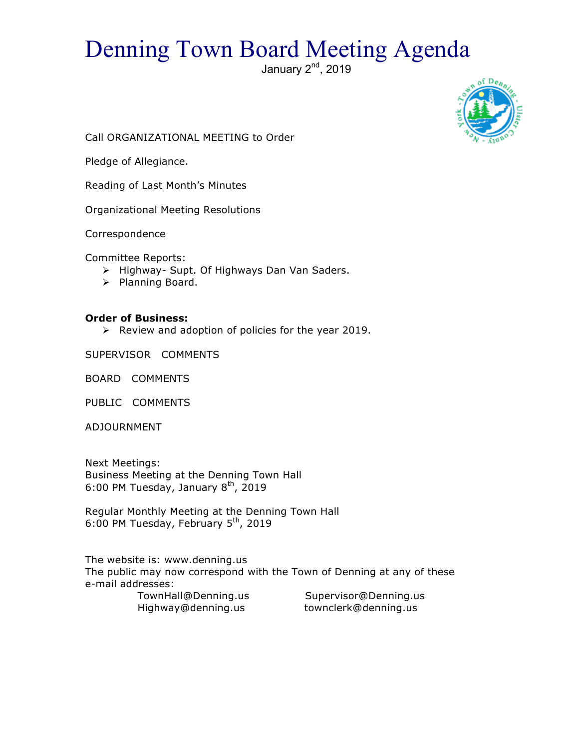# Denning Town Board Meeting Agenda

January 2nd, 2019

Call ORGANIZATIONAL MEETING to Order

Pledge of Allegiance.

Reading of Last Month's Minutes

Organizational Meeting Resolutions

Correspondence

Committee Reports:

- Highway- Supt. Of Highways Dan Van Saders.
- Planning Board.

**Order of Business:**

- Review and adoption of policies for the year 2019.

SUPERVISOR COMMENTS

BOARD COMMENTS

PUBLIC COMMENTS

ADJOURNMENT

Next Meetings:
Business Meeting at the Denning Town Hall
6:00 PM Tuesday, January 8th, 2019

Regular Monthly Meeting at the Denning Town Hall
6:00 PM Tuesday, February 5th, 2019

The website is: www.denning.us
The public may now correspond with the Town of Denning at any of these e-mail addresses:

TownHall@Denning.us    Supervisor@Denning.us
Highway@denning.us    townclerk@denning.us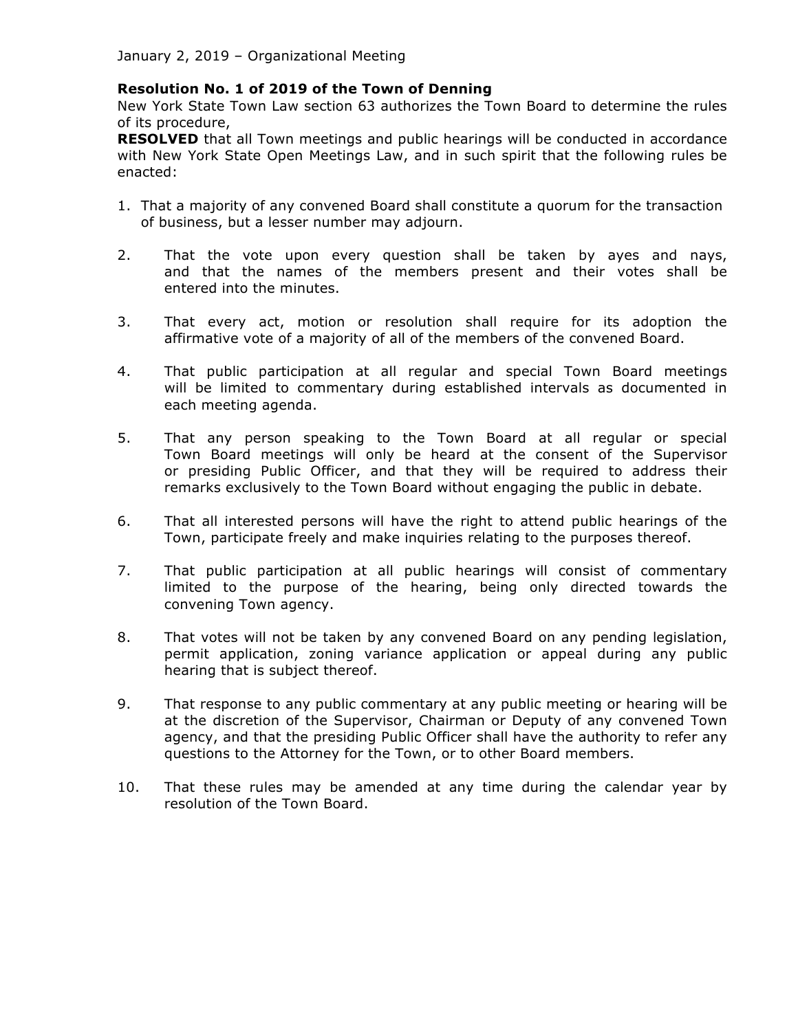January 2, 2019 – Organizational Meeting

**Resolution No. 1 of 2019 of the Town of Denning**

New York State Town Law section 63 authorizes the Town Board to determine the rules of its procedure,

**RESOLVED** that all Town meetings and public hearings will be conducted in accordance with New York State Open Meetings Law, and in such spirit that the following rules be enacted:

1. That a majority of any convened Board shall constitute a quorum for the transaction of business, but a lesser number may adjourn.
2. That the vote upon every question shall be taken by ayes and nays, and that the names of the members present and their votes shall be entered into the minutes.
3. That every act, motion or resolution shall require for its adoption the affirmative vote of a majority of all of the members of the convened Board.
4. That public participation at all regular and special Town Board meetings will be limited to commentary during established intervals as documented in each meeting agenda.
5. That any person speaking to the Town Board at all regular or special Town Board meetings will only be heard at the consent of the Supervisor or presiding Public Officer, and that they will be required to address their remarks exclusively to the Town Board without engaging the public in debate.
6. That all interested persons will have the right to attend public hearings of the Town, participate freely and make inquiries relating to the purposes thereof.
7. That public participation at all public hearings will consist of commentary limited to the purpose of the hearing, being only directed towards the convening Town agency.
8. That votes will not be taken by any convened Board on any pending legislation, permit application, zoning variance application or appeal during any public hearing that is subject thereof.
9. That response to any public commentary at any public meeting or hearing will be at the discretion of the Supervisor, Chairman or Deputy of any convened Town agency, and that the presiding Public Officer shall have the authority to refer any questions to the Attorney for the Town, or to other Board members.
10. That these rules may be amended at any time during the calendar year by resolution of the Town Board.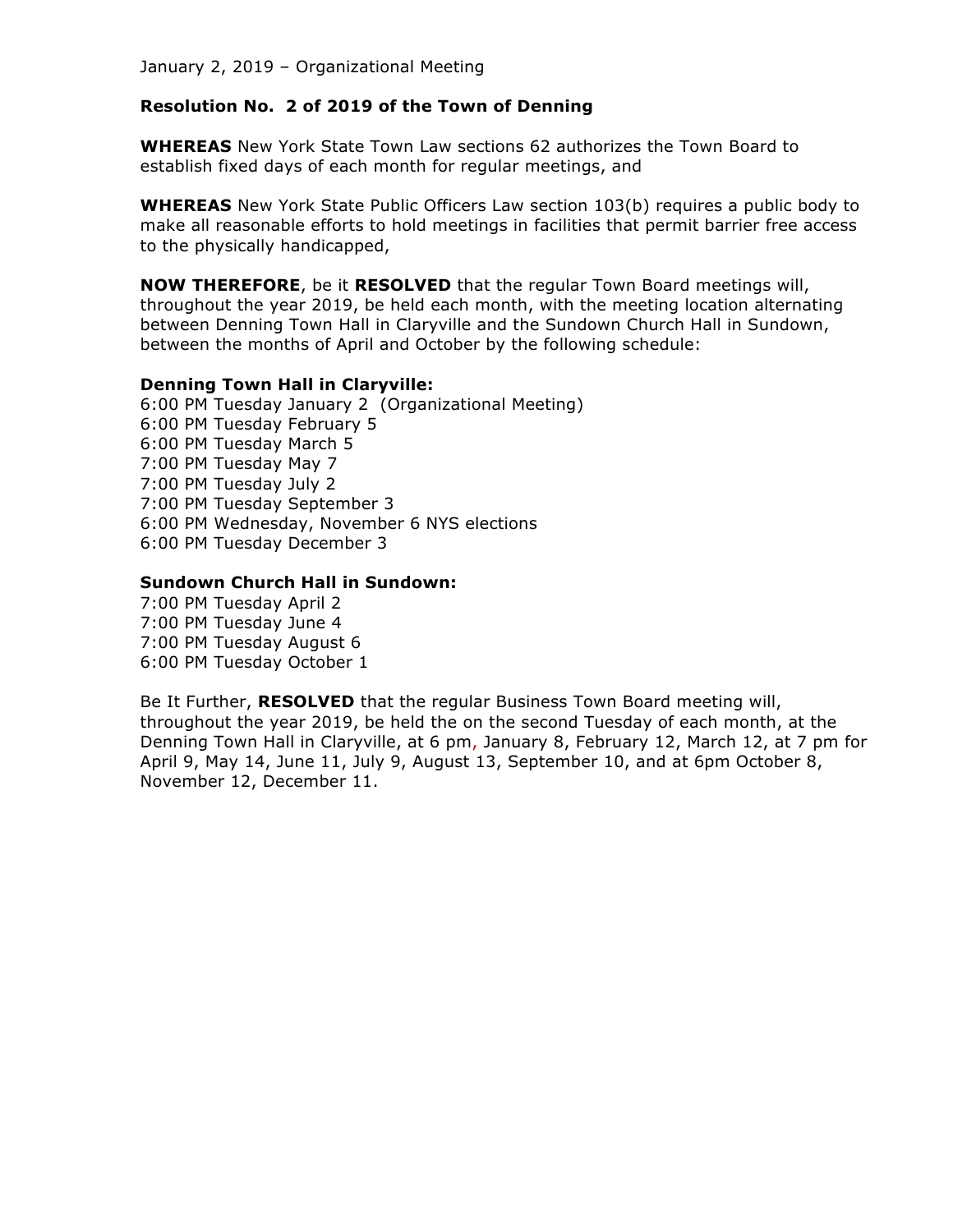January 2, 2019 – Organizational Meeting

**Resolution No. 2 of 2019 of the Town of Denning**

**WHEREAS** New York State Town Law sections 62 authorizes the Town Board to establish fixed days of each month for regular meetings, and

**WHEREAS** New York State Public Officers Law section 103(b) requires a public body to make all reasonable efforts to hold meetings in facilities that permit barrier free access to the physically handicapped,

**NOW THEREFORE**, be it **RESOLVED** that the regular Town Board meetings will, throughout the year 2019, be held each month, with the meeting location alternating between Denning Town Hall in Claryville and the Sundown Church Hall in Sundown, between the months of April and October by the following schedule:

**Denning Town Hall in Claryville:**
6:00 PM Tuesday January 2 (Organizational Meeting)
6:00 PM Tuesday February 5
6:00 PM Tuesday March 5
7:00 PM Tuesday May 7
7:00 PM Tuesday July 2
7:00 PM Tuesday September 3
6:00 PM Wednesday, November 6 NYS elections
6:00 PM Tuesday December 3

**Sundown Church Hall in Sundown:**
7:00 PM Tuesday April 2
7:00 PM Tuesday June 4
7:00 PM Tuesday August 6
6:00 PM Tuesday October 1

Be It Further, **RESOLVED** that the regular Business Town Board meeting will, throughout the year 2019, be held the on the second Tuesday of each month, at the Denning Town Hall in Claryville, at 6 pm, January 8, February 12, March 12, at 7 pm for April 9, May 14, June 11, July 9, August 13, September 10, and at 6pm October 8, November 12, December 11.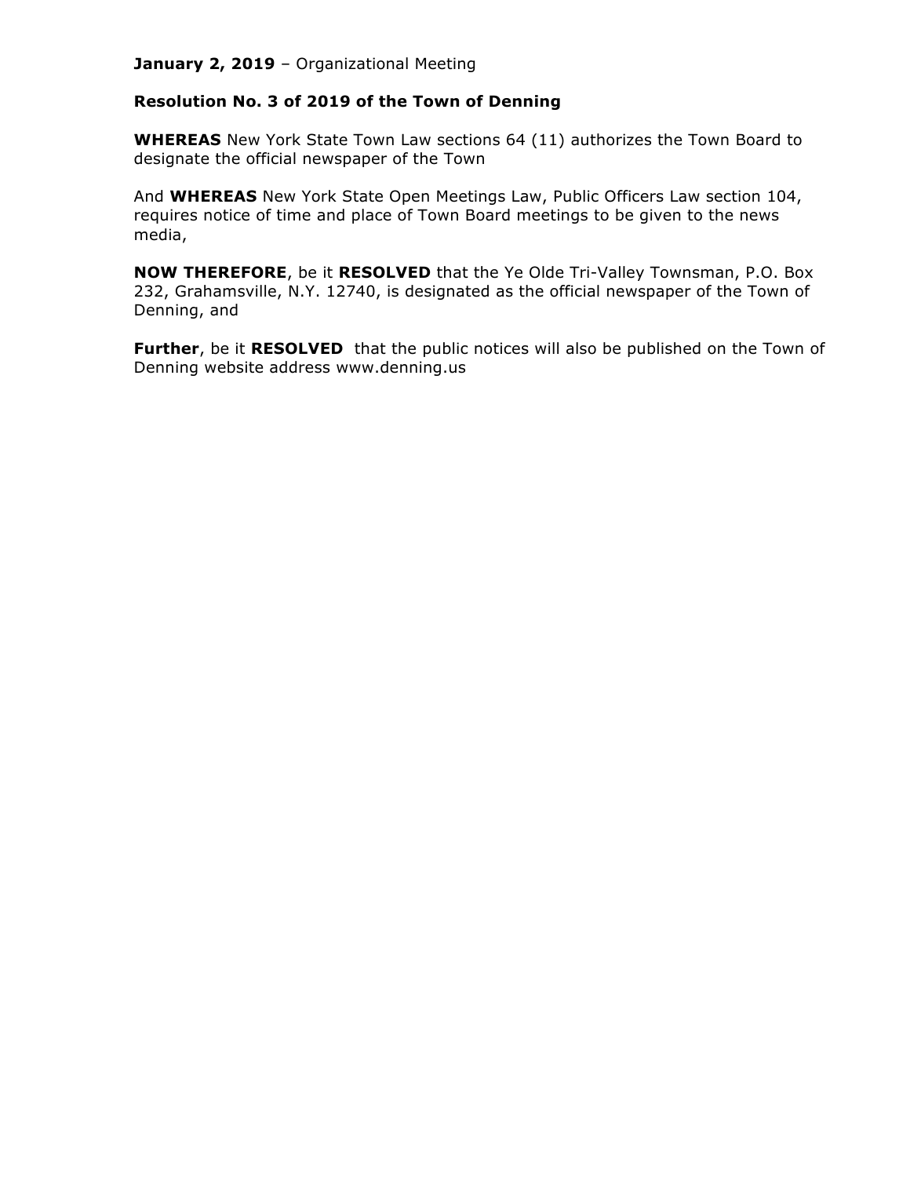**January 2, 2019** – Organizational Meeting

**Resolution No. 3 of 2019 of the Town of Denning**

**WHEREAS** New York State Town Law sections 64 (11) authorizes the Town Board to designate the official newspaper of the Town

And **WHEREAS** New York State Open Meetings Law, Public Officers Law section 104, requires notice of time and place of Town Board meetings to be given to the news media,

**NOW THEREFORE**, be it **RESOLVED** that the Ye Olde Tri-Valley Townsman, P.O. Box 232, Grahamsville, N.Y. 12740, is designated as the official newspaper of the Town of Denning, and

**Further**, be it **RESOLVED** that the public notices will also be published on the Town of Denning website address www.denning.us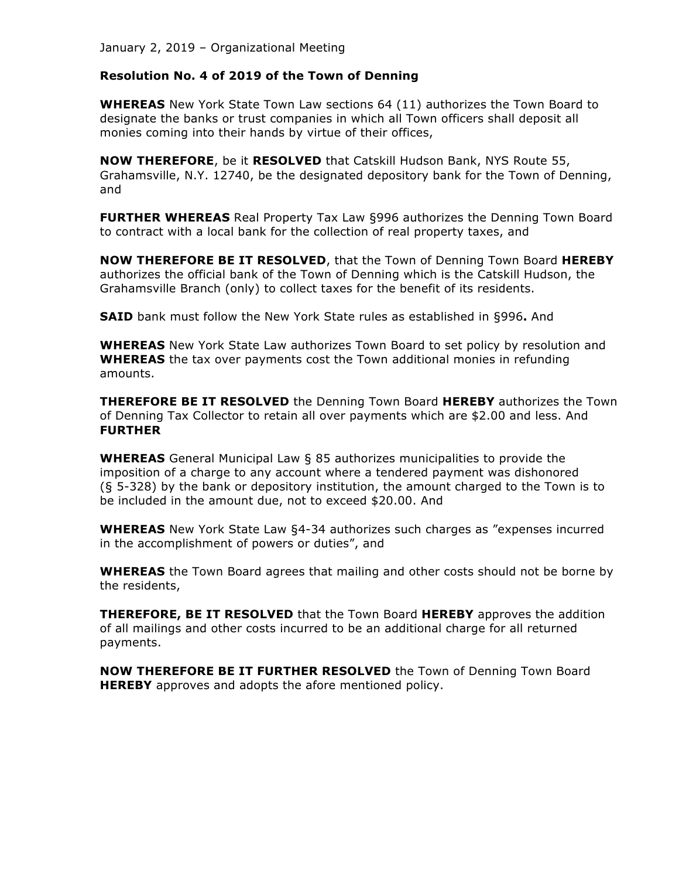January 2, 2019 – Organizational Meeting

**Resolution No. 4 of 2019 of the Town of Denning**

**WHEREAS** New York State Town Law sections 64 (11) authorizes the Town Board to designate the banks or trust companies in which all Town officers shall deposit all monies coming into their hands by virtue of their offices,

**NOW THEREFORE**, be it **RESOLVED** that Catskill Hudson Bank, NYS Route 55, Grahamsville, N.Y. 12740, be the designated depository bank for the Town of Denning, and

**FURTHER WHEREAS** Real Property Tax Law §996 authorizes the Denning Town Board to contract with a local bank for the collection of real property taxes, and

**NOW THEREFORE BE IT RESOLVED**, that the Town of Denning Town Board **HEREBY** authorizes the official bank of the Town of Denning which is the Catskill Hudson, the Grahamsville Branch (only) to collect taxes for the benefit of its residents.

**SAID** bank must follow the New York State rules as established in §996**.** And

**WHEREAS** New York State Law authorizes Town Board to set policy by resolution and **WHEREAS** the tax over payments cost the Town additional monies in refunding amounts.

**THEREFORE BE IT RESOLVED** the Denning Town Board **HEREBY** authorizes the Town of Denning Tax Collector to retain all over payments which are $2.00 and less. And **FURTHER**

**WHEREAS** General Municipal Law § 85 authorizes municipalities to provide the imposition of a charge to any account where a tendered payment was dishonored (§ 5-328) by the bank or depository institution, the amount charged to the Town is to be included in the amount due, not to exceed $20.00. And

**WHEREAS** New York State Law §4-34 authorizes such charges as "expenses incurred in the accomplishment of powers or duties", and

**WHEREAS** the Town Board agrees that mailing and other costs should not be borne by the residents,

**THEREFORE, BE IT RESOLVED** that the Town Board **HEREBY** approves the addition of all mailings and other costs incurred to be an additional charge for all returned payments.

**NOW THEREFORE BE IT FURTHER RESOLVED** the Town of Denning Town Board **HEREBY** approves and adopts the afore mentioned policy.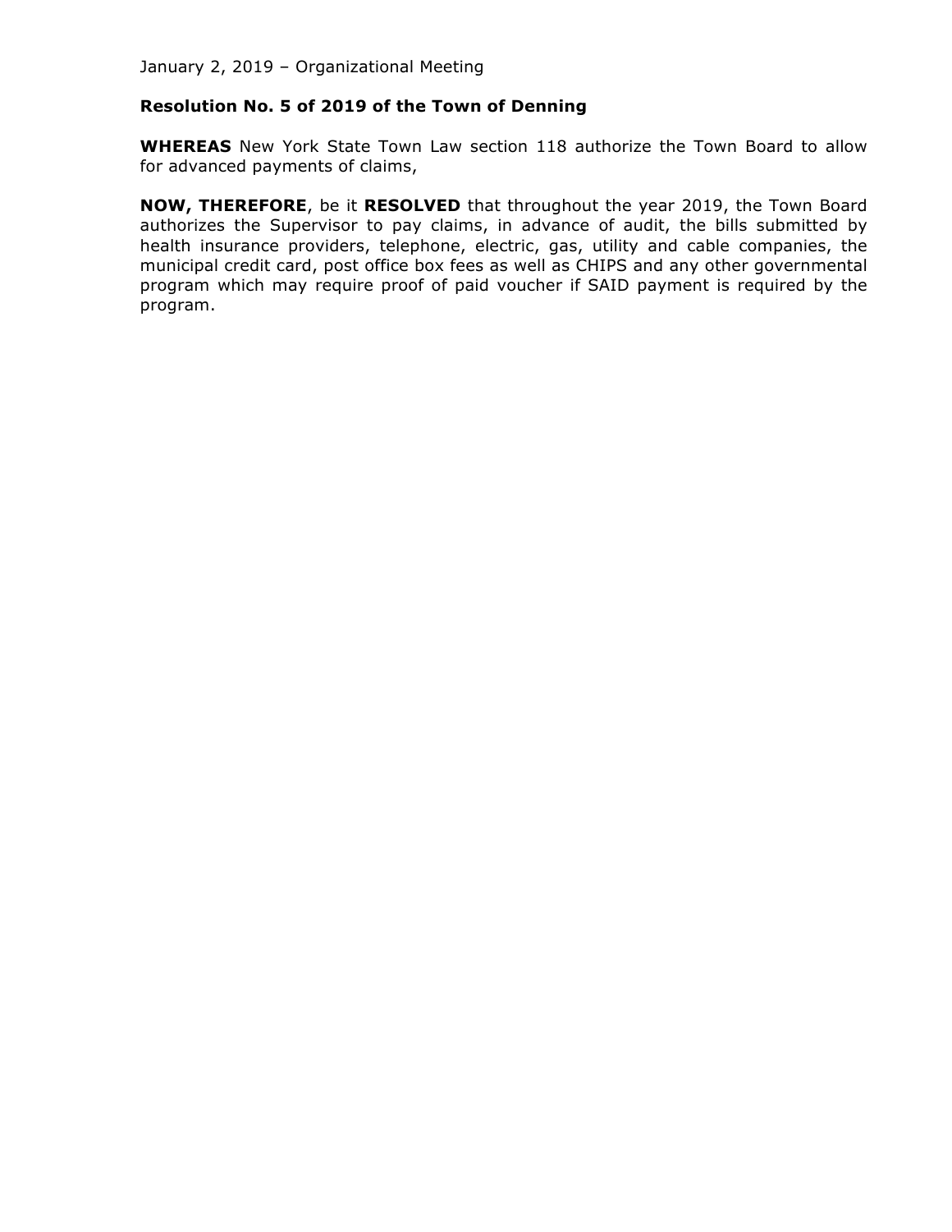January 2, 2019 – Organizational Meeting

**Resolution No. 5 of 2019 of the Town of Denning**

**WHEREAS** New York State Town Law section 118 authorize the Town Board to allow for advanced payments of claims,

**NOW, THEREFORE**, be it **RESOLVED** that throughout the year 2019, the Town Board authorizes the Supervisor to pay claims, in advance of audit, the bills submitted by health insurance providers, telephone, electric, gas, utility and cable companies, the municipal credit card, post office box fees as well as CHIPS and any other governmental program which may require proof of paid voucher if SAID payment is required by the program.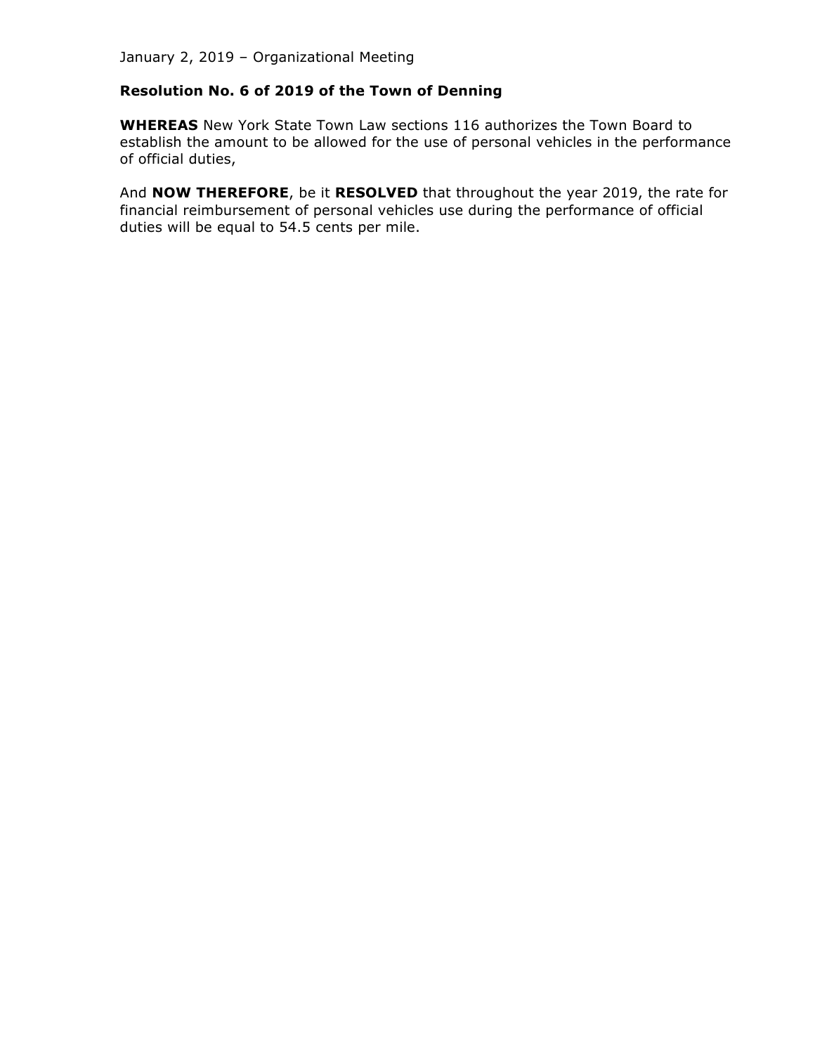January 2, 2019 – Organizational Meeting

**Resolution No. 6 of 2019 of the Town of Denning**

**WHEREAS** New York State Town Law sections 116 authorizes the Town Board to establish the amount to be allowed for the use of personal vehicles in the performance of official duties,

And **NOW THEREFORE**, be it **RESOLVED** that throughout the year 2019, the rate for financial reimbursement of personal vehicles use during the performance of official duties will be equal to 54.5 cents per mile.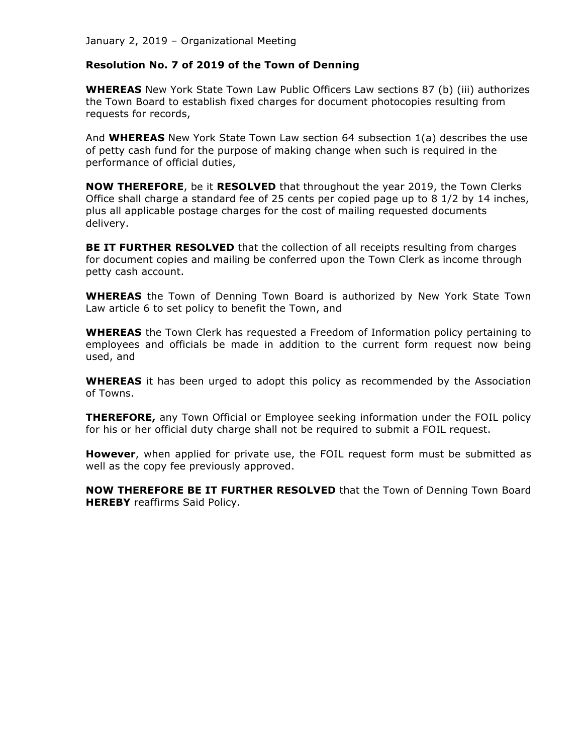January 2, 2019 – Organizational Meeting

**Resolution No. 7 of 2019 of the Town of Denning**

**WHEREAS** New York State Town Law Public Officers Law sections 87 (b) (iii) authorizes the Town Board to establish fixed charges for document photocopies resulting from requests for records,

And **WHEREAS** New York State Town Law section 64 subsection 1(a) describes the use of petty cash fund for the purpose of making change when such is required in the performance of official duties,

**NOW THEREFORE**, be it **RESOLVED** that throughout the year 2019, the Town Clerks Office shall charge a standard fee of 25 cents per copied page up to 8 1/2 by 14 inches, plus all applicable postage charges for the cost of mailing requested documents delivery.

**BE IT FURTHER RESOLVED** that the collection of all receipts resulting from charges for document copies and mailing be conferred upon the Town Clerk as income through petty cash account.

**WHEREAS** the Town of Denning Town Board is authorized by New York State Town Law article 6 to set policy to benefit the Town, and

**WHEREAS** the Town Clerk has requested a Freedom of Information policy pertaining to employees and officials be made in addition to the current form request now being used, and

**WHEREAS** it has been urged to adopt this policy as recommended by the Association of Towns.

**THEREFORE,** any Town Official or Employee seeking information under the FOIL policy for his or her official duty charge shall not be required to submit a FOIL request.

**However**, when applied for private use, the FOIL request form must be submitted as well as the copy fee previously approved.

**NOW THEREFORE BE IT FURTHER RESOLVED** that the Town of Denning Town Board **HEREBY** reaffirms Said Policy.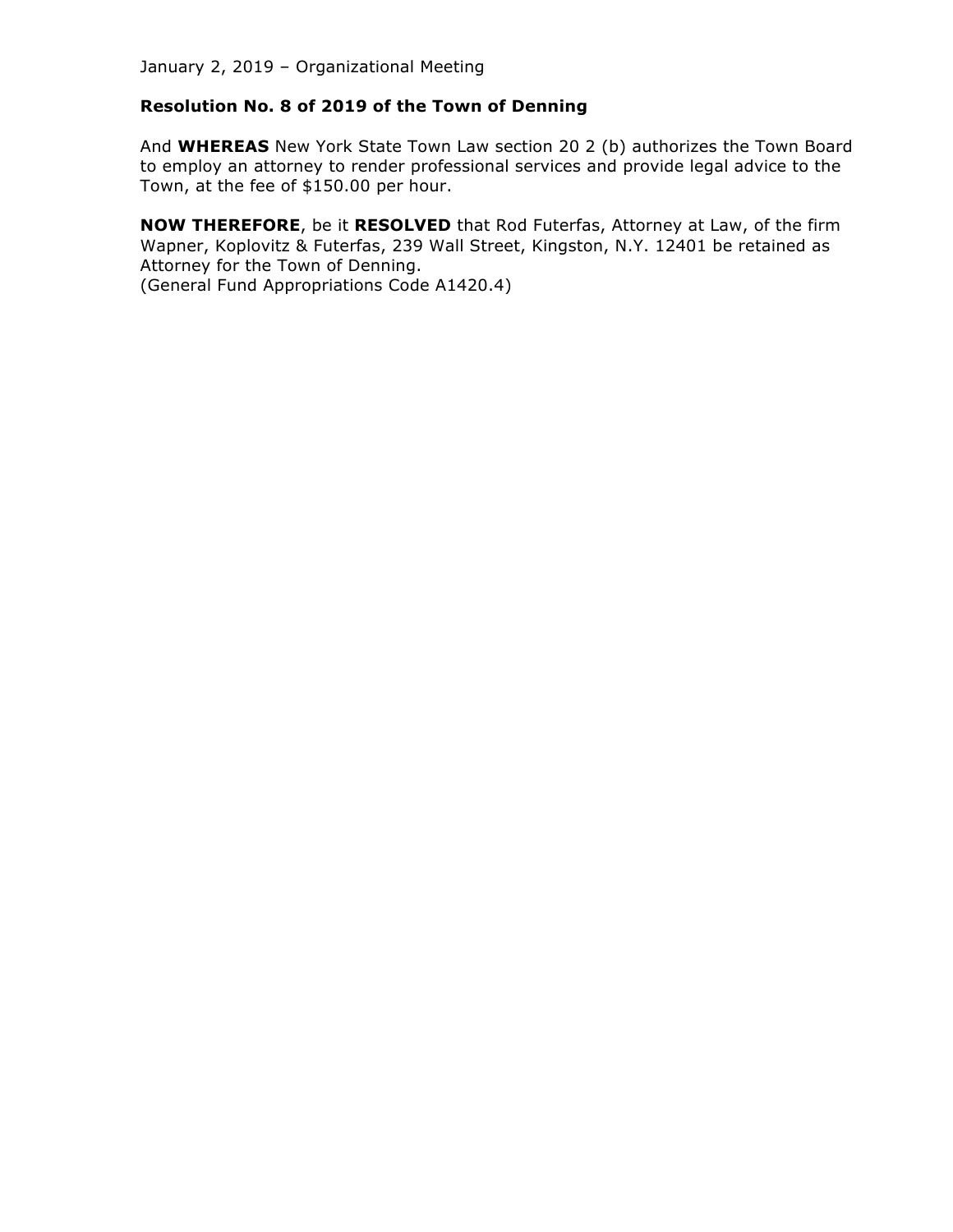January 2, 2019 – Organizational Meeting

**Resolution No. 8 of 2019 of the Town of Denning**

And **WHEREAS** New York State Town Law section 20 2 (b) authorizes the Town Board to employ an attorney to render professional services and provide legal advice to the Town, at the fee of $150.00 per hour.

**NOW THEREFORE**, be it **RESOLVED** that Rod Futerfas, Attorney at Law, of the firm Wapner, Koplovitz & Futerfas, 239 Wall Street, Kingston, N.Y. 12401 be retained as Attorney for the Town of Denning.
(General Fund Appropriations Code A1420.4)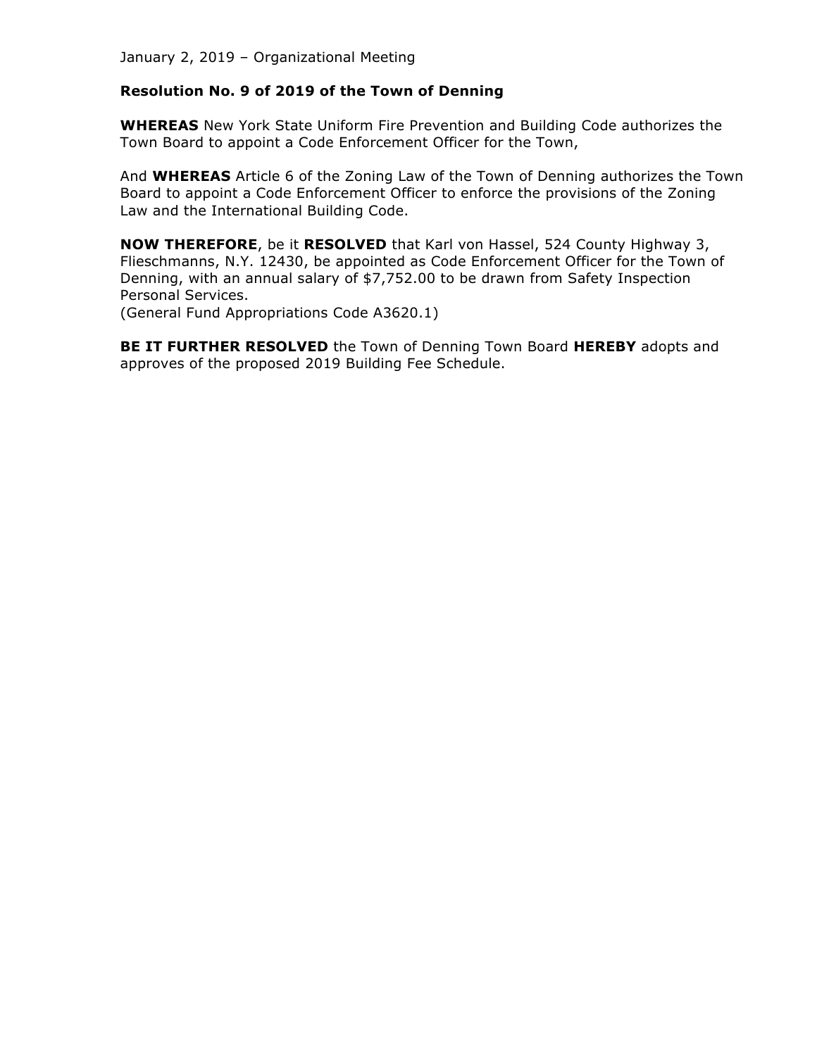January 2, 2019 – Organizational Meeting

**Resolution No. 9 of 2019 of the Town of Denning**

**WHEREAS** New York State Uniform Fire Prevention and Building Code authorizes the Town Board to appoint a Code Enforcement Officer for the Town,

And **WHEREAS** Article 6 of the Zoning Law of the Town of Denning authorizes the Town Board to appoint a Code Enforcement Officer to enforce the provisions of the Zoning Law and the International Building Code.

**NOW THEREFORE**, be it **RESOLVED** that Karl von Hassel, 524 County Highway 3, Flieschmanns, N.Y. 12430, be appointed as Code Enforcement Officer for the Town of Denning, with an annual salary of $7,752.00 to be drawn from Safety Inspection Personal Services.
(General Fund Appropriations Code A3620.1)

**BE IT FURTHER RESOLVED** the Town of Denning Town Board **HEREBY** adopts and approves of the proposed 2019 Building Fee Schedule.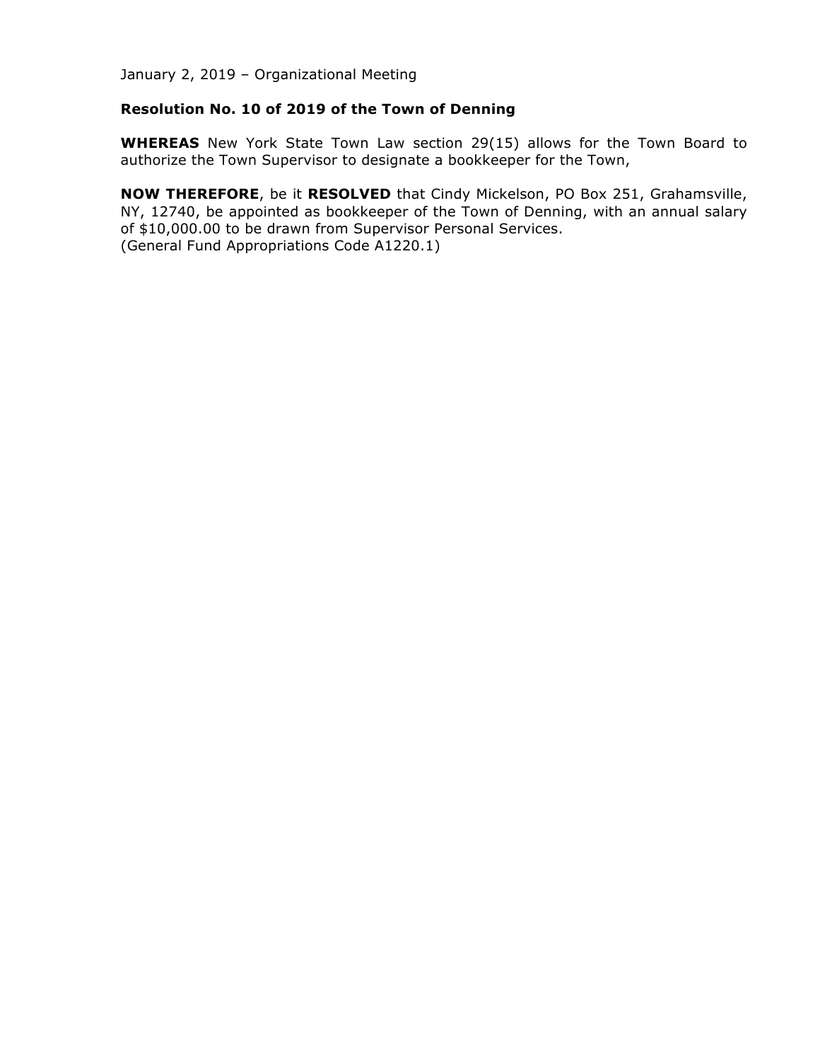January 2, 2019 – Organizational Meeting

**Resolution No. 10 of 2019 of the Town of Denning**

**WHEREAS** New York State Town Law section 29(15) allows for the Town Board to authorize the Town Supervisor to designate a bookkeeper for the Town,

**NOW THEREFORE**, be it **RESOLVED** that Cindy Mickelson, PO Box 251, Grahamsville, NY, 12740, be appointed as bookkeeper of the Town of Denning, with an annual salary of $10,000.00 to be drawn from Supervisor Personal Services.
(General Fund Appropriations Code A1220.1)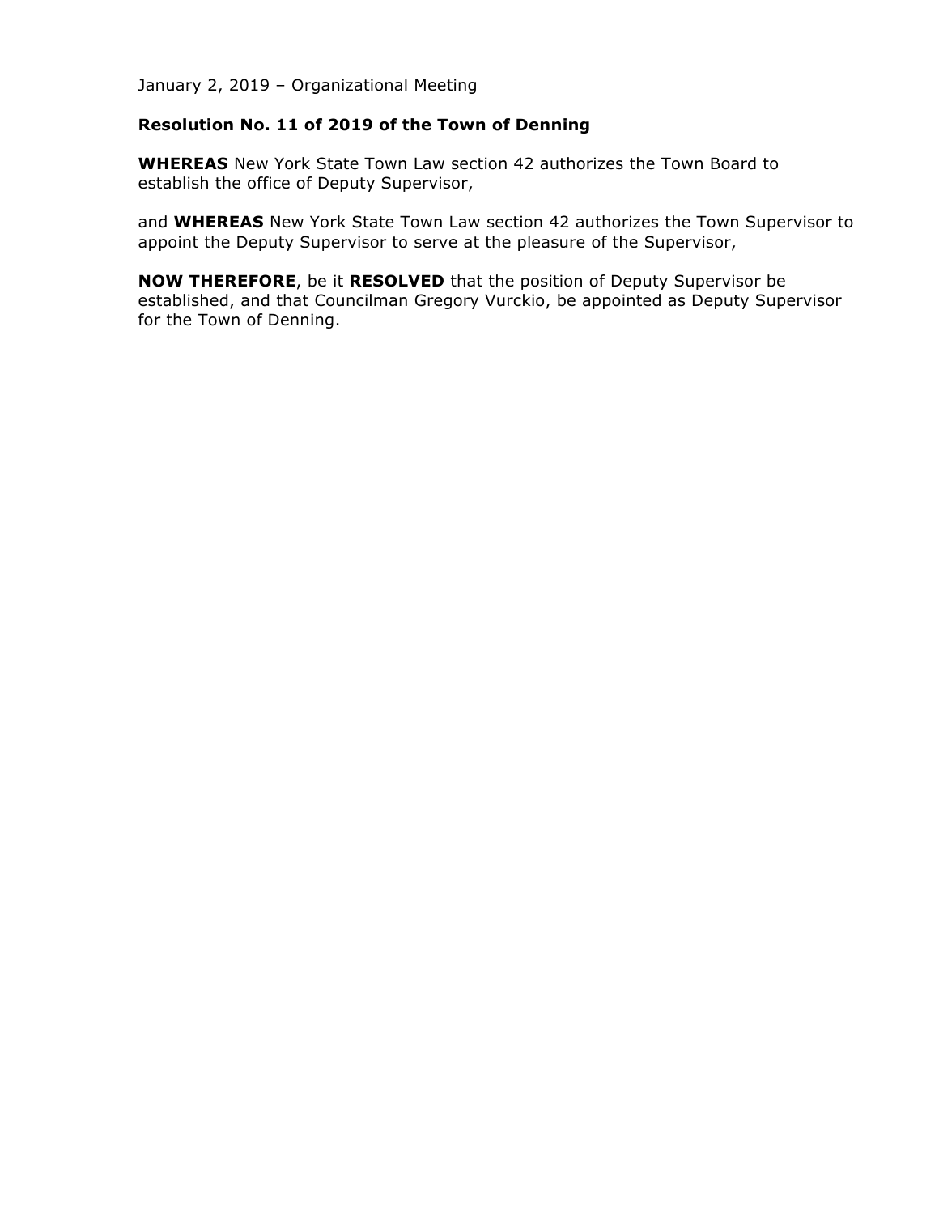January 2, 2019 – Organizational Meeting

**Resolution No. 11 of 2019 of the Town of Denning**

**WHEREAS** New York State Town Law section 42 authorizes the Town Board to establish the office of Deputy Supervisor,

and **WHEREAS** New York State Town Law section 42 authorizes the Town Supervisor to appoint the Deputy Supervisor to serve at the pleasure of the Supervisor,

**NOW THEREFORE**, be it **RESOLVED** that the position of Deputy Supervisor be established, and that Councilman Gregory Vurckio, be appointed as Deputy Supervisor for the Town of Denning.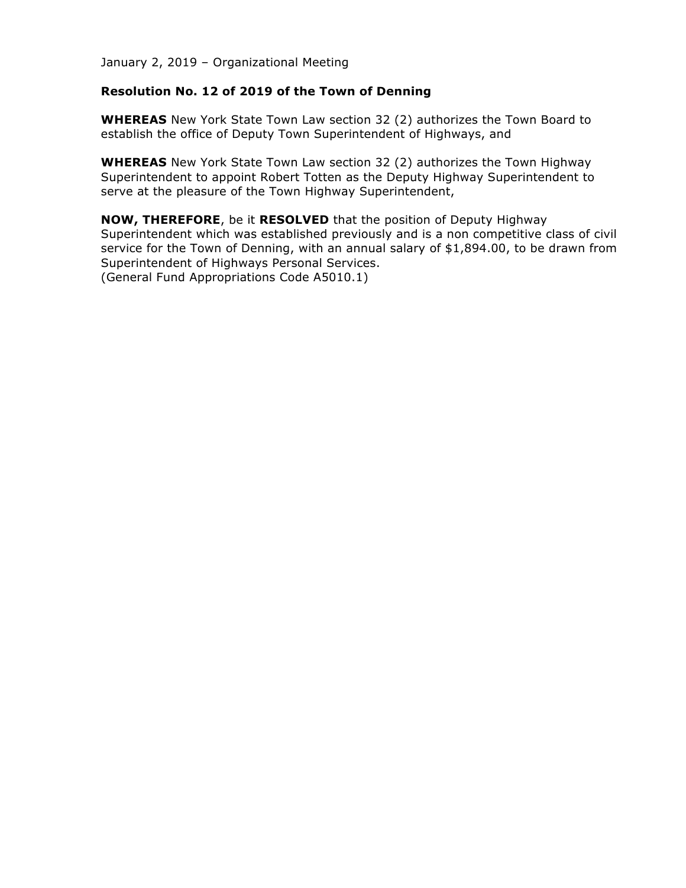January 2, 2019 – Organizational Meeting

**Resolution No. 12 of 2019 of the Town of Denning**

**WHEREAS** New York State Town Law section 32 (2) authorizes the Town Board to establish the office of Deputy Town Superintendent of Highways, and

**WHEREAS** New York State Town Law section 32 (2) authorizes the Town Highway Superintendent to appoint Robert Totten as the Deputy Highway Superintendent to serve at the pleasure of the Town Highway Superintendent,

**NOW, THEREFORE**, be it **RESOLVED** that the position of Deputy Highway Superintendent which was established previously and is a non competitive class of civil service for the Town of Denning, with an annual salary of $1,894.00, to be drawn from Superintendent of Highways Personal Services.
(General Fund Appropriations Code A5010.1)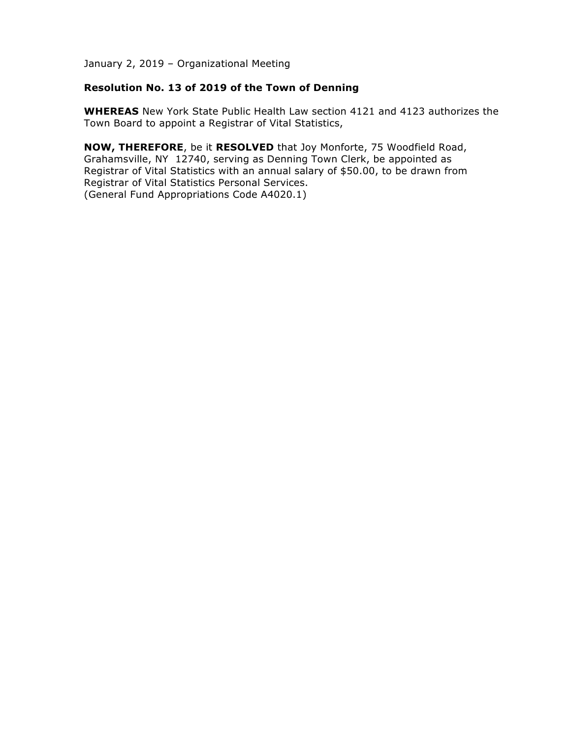January 2, 2019 – Organizational Meeting

**Resolution No. 13 of 2019 of the Town of Denning**

**WHEREAS** New York State Public Health Law section 4121 and 4123 authorizes the Town Board to appoint a Registrar of Vital Statistics,

**NOW, THEREFORE**, be it **RESOLVED** that Joy Monforte, 75 Woodfield Road, Grahamsville, NY 12740, serving as Denning Town Clerk, be appointed as Registrar of Vital Statistics with an annual salary of $50.00, to be drawn from Registrar of Vital Statistics Personal Services.
(General Fund Appropriations Code A4020.1)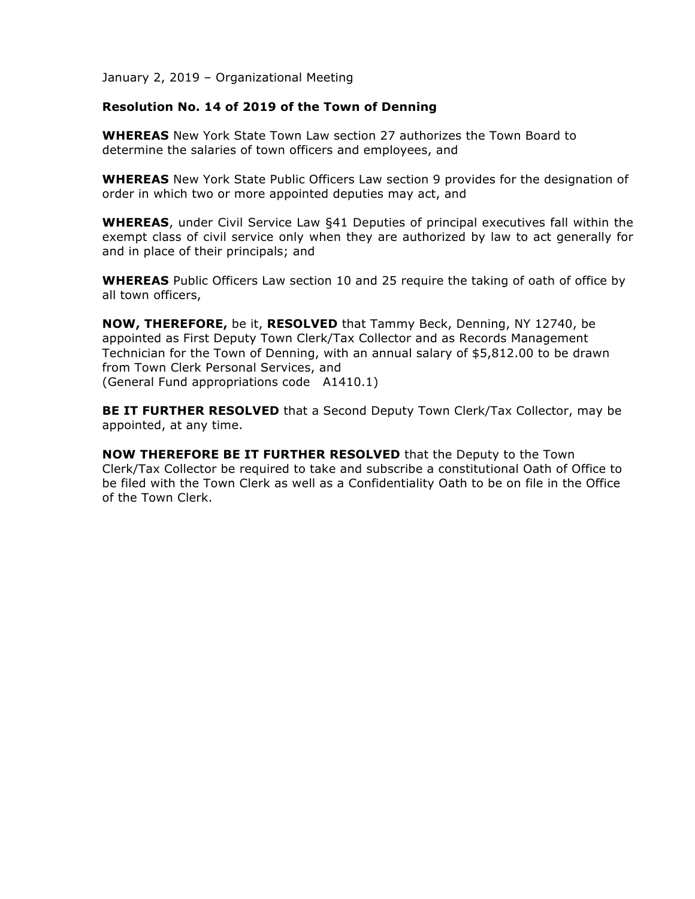January 2, 2019 – Organizational Meeting

**Resolution No. 14 of 2019 of the Town of Denning**

**WHEREAS** New York State Town Law section 27 authorizes the Town Board to determine the salaries of town officers and employees, and

**WHEREAS** New York State Public Officers Law section 9 provides for the designation of order in which two or more appointed deputies may act, and

**WHEREAS**, under Civil Service Law §41 Deputies of principal executives fall within the exempt class of civil service only when they are authorized by law to act generally for and in place of their principals; and

**WHEREAS** Public Officers Law section 10 and 25 require the taking of oath of office by all town officers,

**NOW, THEREFORE,** be it, **RESOLVED** that Tammy Beck, Denning, NY 12740, be appointed as First Deputy Town Clerk/Tax Collector and as Records Management Technician for the Town of Denning, with an annual salary of $5,812.00 to be drawn from Town Clerk Personal Services, and
(General Fund appropriations code A1410.1)

**BE IT FURTHER RESOLVED** that a Second Deputy Town Clerk/Tax Collector, may be appointed, at any time.

**NOW THEREFORE BE IT FURTHER RESOLVED** that the Deputy to the Town Clerk/Tax Collector be required to take and subscribe a constitutional Oath of Office to be filed with the Town Clerk as well as a Confidentiality Oath to be on file in the Office of the Town Clerk.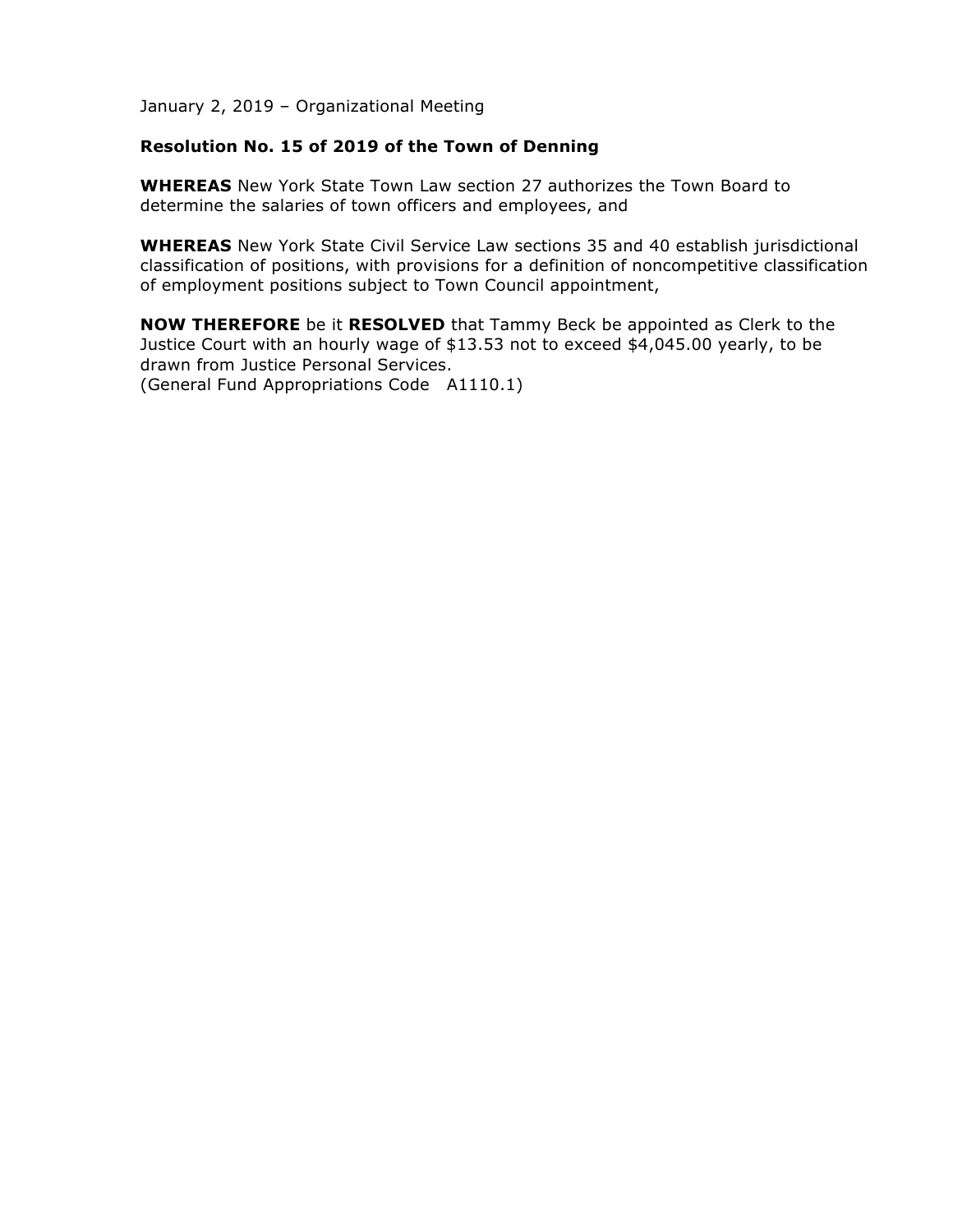January 2, 2019 – Organizational Meeting

**Resolution No. 15 of 2019 of the Town of Denning**

**WHEREAS** New York State Town Law section 27 authorizes the Town Board to determine the salaries of town officers and employees, and

**WHEREAS** New York State Civil Service Law sections 35 and 40 establish jurisdictional classification of positions, with provisions for a definition of noncompetitive classification of employment positions subject to Town Council appointment,

**NOW THEREFORE** be it **RESOLVED** that Tammy Beck be appointed as Clerk to the Justice Court with an hourly wage of $13.53 not to exceed $4,045.00 yearly, to be drawn from Justice Personal Services.
(General Fund Appropriations Code A1110.1)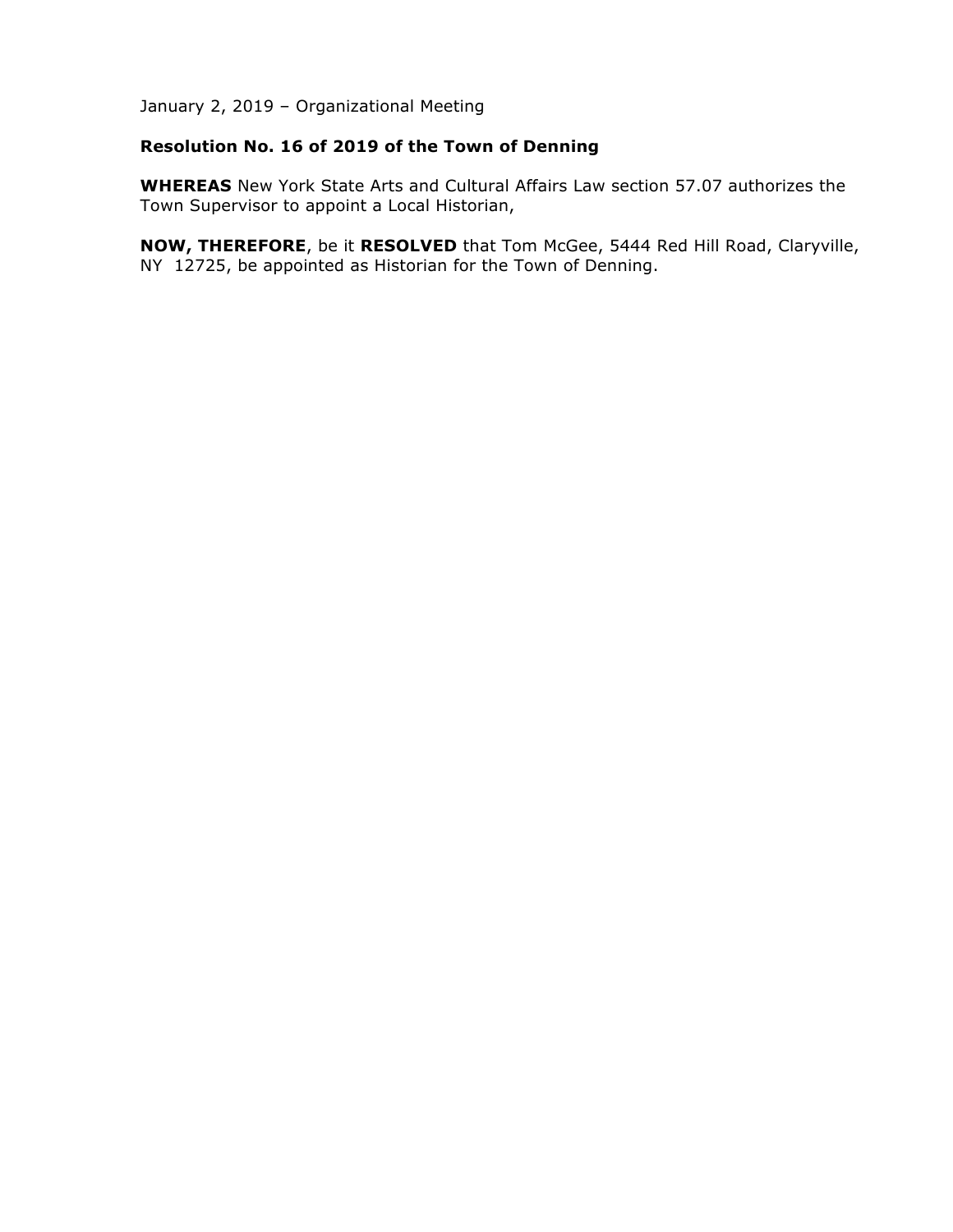January 2, 2019 – Organizational Meeting

**Resolution No. 16 of 2019 of the Town of Denning**

**WHEREAS** New York State Arts and Cultural Affairs Law section 57.07 authorizes the Town Supervisor to appoint a Local Historian,

**NOW, THEREFORE**, be it **RESOLVED** that Tom McGee, 5444 Red Hill Road, Claryville, NY 12725, be appointed as Historian for the Town of Denning.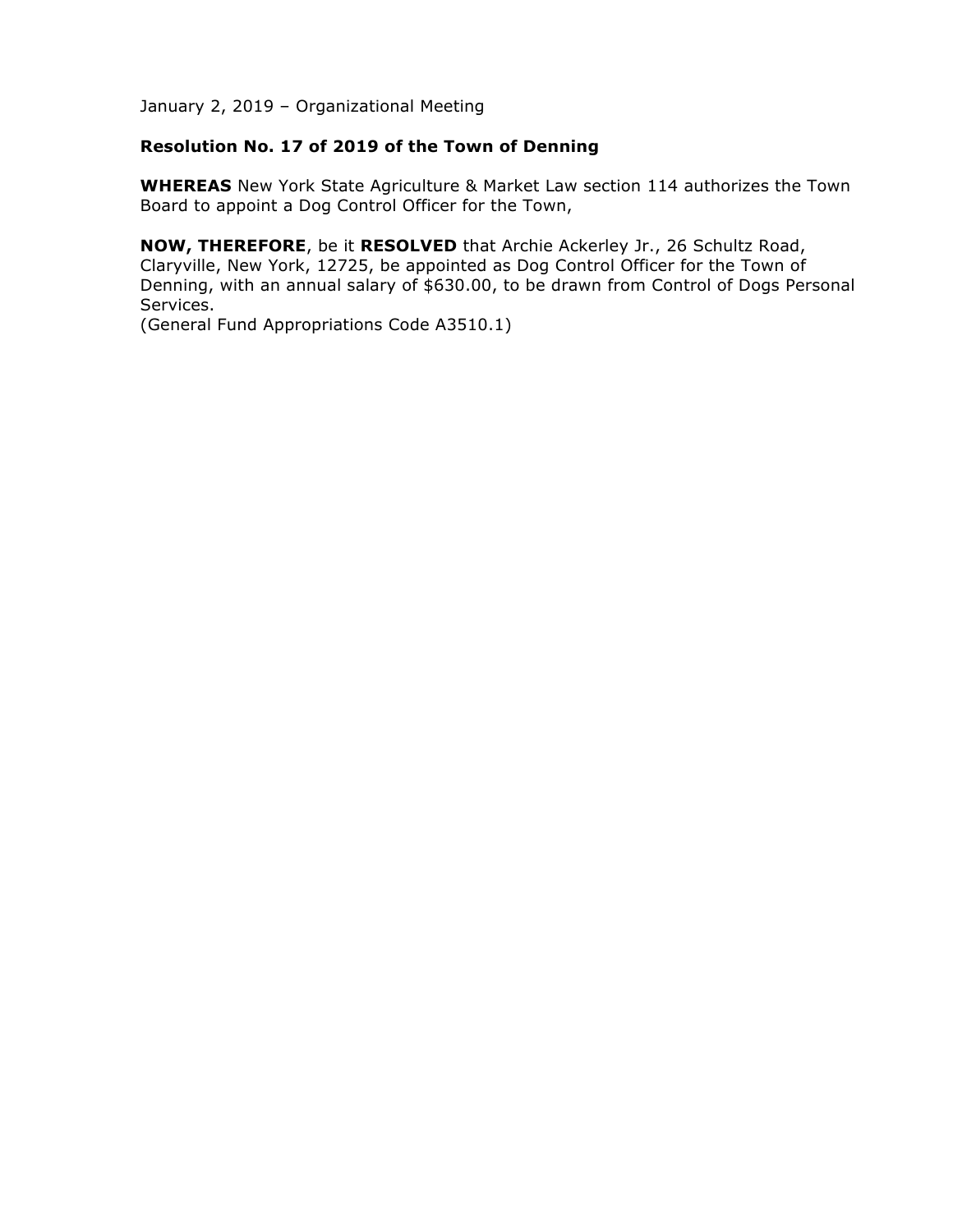January 2, 2019 – Organizational Meeting

**Resolution No. 17 of 2019 of the Town of Denning**

**WHEREAS** New York State Agriculture & Market Law section 114 authorizes the Town Board to appoint a Dog Control Officer for the Town,

**NOW, THEREFORE**, be it **RESOLVED** that Archie Ackerley Jr., 26 Schultz Road, Claryville, New York, 12725, be appointed as Dog Control Officer for the Town of Denning, with an annual salary of $630.00, to be drawn from Control of Dogs Personal Services.
(General Fund Appropriations Code A3510.1)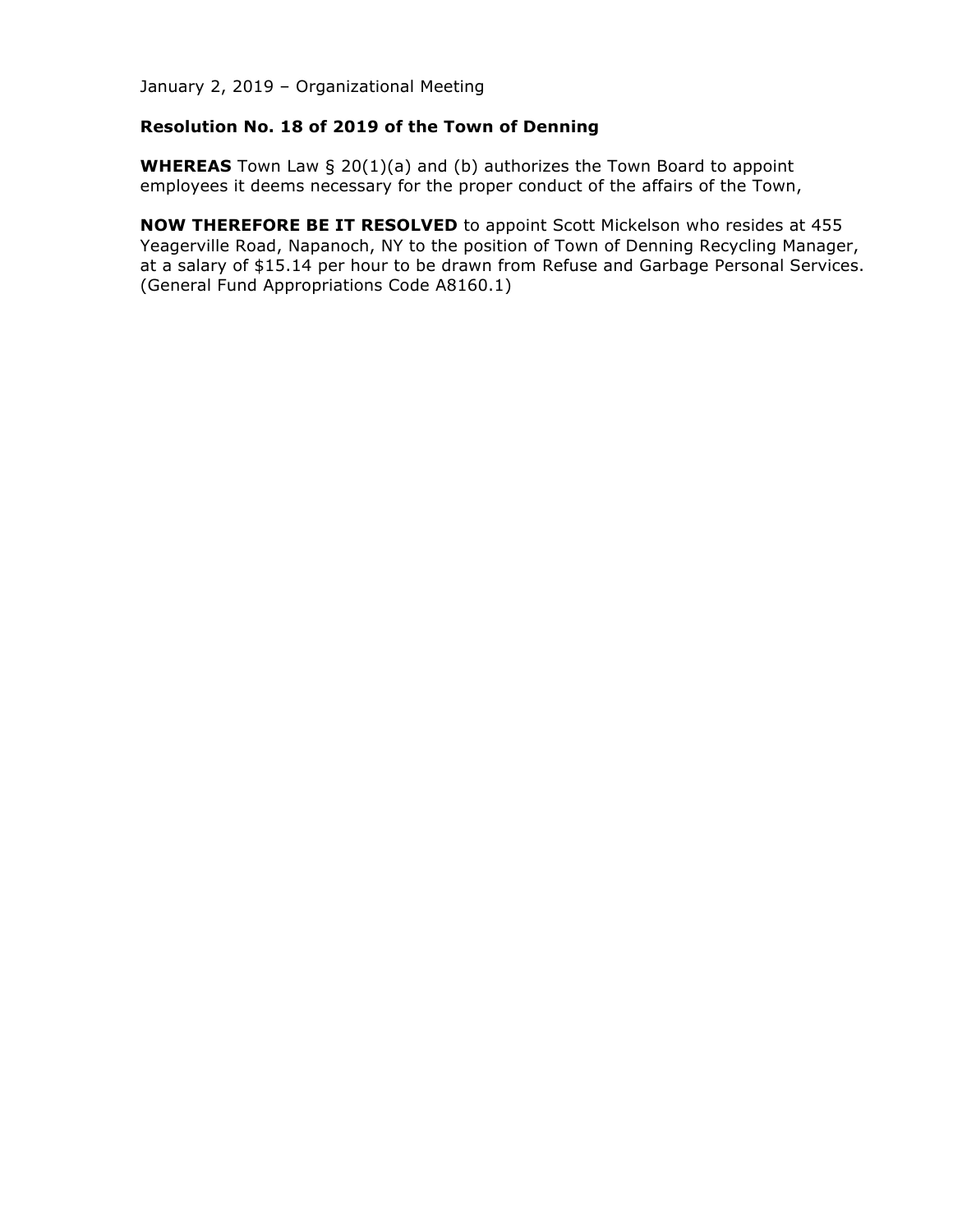January 2, 2019 – Organizational Meeting

**Resolution No. 18 of 2019 of the Town of Denning**

**WHEREAS** Town Law § 20(1)(a) and (b) authorizes the Town Board to appoint employees it deems necessary for the proper conduct of the affairs of the Town,

**NOW THEREFORE BE IT RESOLVED** to appoint Scott Mickelson who resides at 455 Yeagerville Road, Napanoch, NY to the position of Town of Denning Recycling Manager, at a salary of $15.14 per hour to be drawn from Refuse and Garbage Personal Services. (General Fund Appropriations Code A8160.1)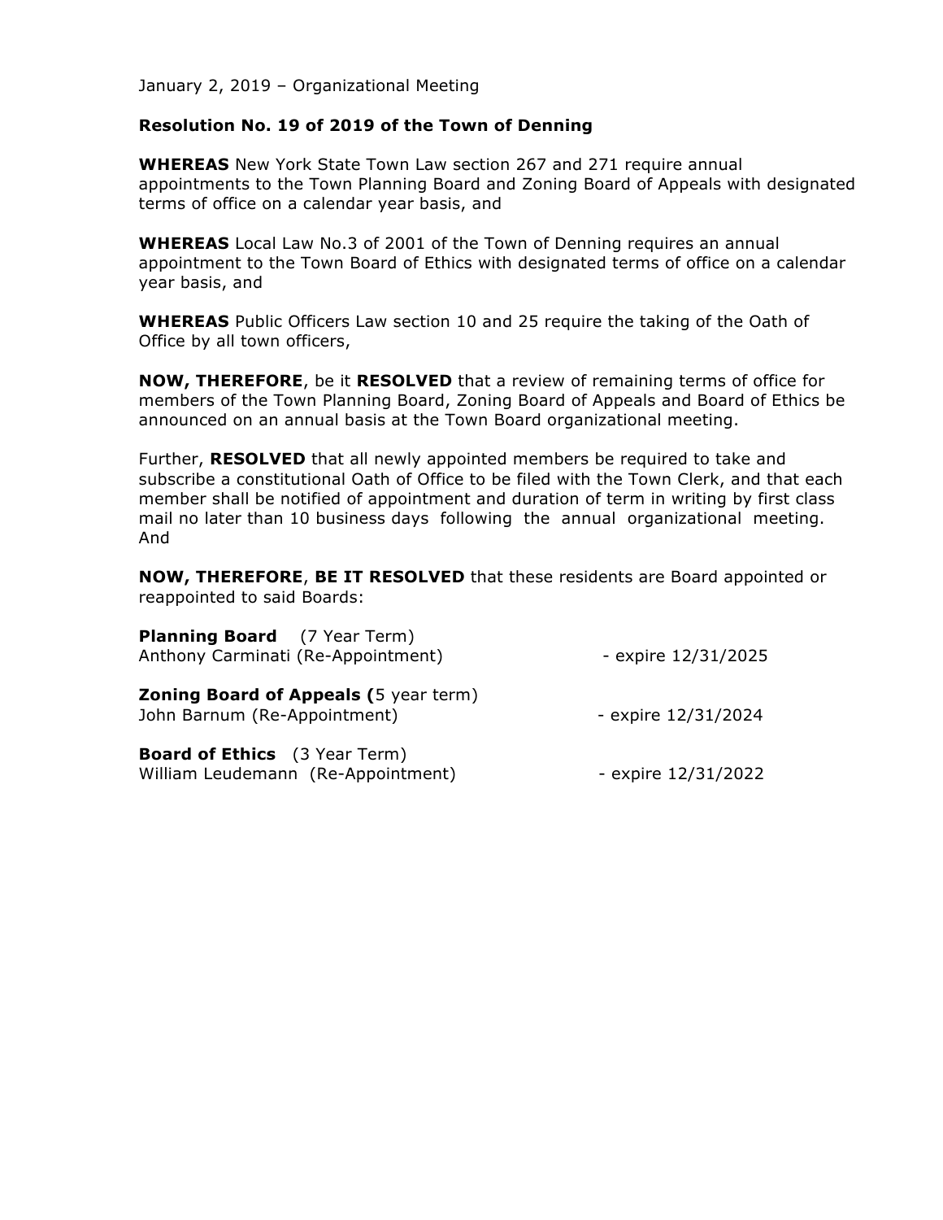January 2, 2019 – Organizational Meeting

**Resolution No. 19 of 2019 of the Town of Denning**

**WHEREAS** New York State Town Law section 267 and 271 require annual appointments to the Town Planning Board and Zoning Board of Appeals with designated terms of office on a calendar year basis, and

**WHEREAS** Local Law No.3 of 2001 of the Town of Denning requires an annual appointment to the Town Board of Ethics with designated terms of office on a calendar year basis, and

**WHEREAS** Public Officers Law section 10 and 25 require the taking of the Oath of Office by all town officers,

**NOW, THEREFORE**, be it **RESOLVED** that a review of remaining terms of office for members of the Town Planning Board, Zoning Board of Appeals and Board of Ethics be announced on an annual basis at the Town Board organizational meeting.

Further, **RESOLVED** that all newly appointed members be required to take and subscribe a constitutional Oath of Office to be filed with the Town Clerk, and that each member shall be notified of appointment and duration of term in writing by first class mail no later than 10 business days following the annual organizational meeting. And

**NOW, THEREFORE**, **BE IT RESOLVED** that these residents are Board appointed or reappointed to said Boards:

**Planning Board** (7 Year Term)
Anthony Carminati (Re-Appointment) - expire 12/31/2025

**Zoning Board of Appeals (**5 year term)
John Barnum (Re-Appointment) - expire 12/31/2024

**Board of Ethics** (3 Year Term)
William Leudemann (Re-Appointment) - expire 12/31/2022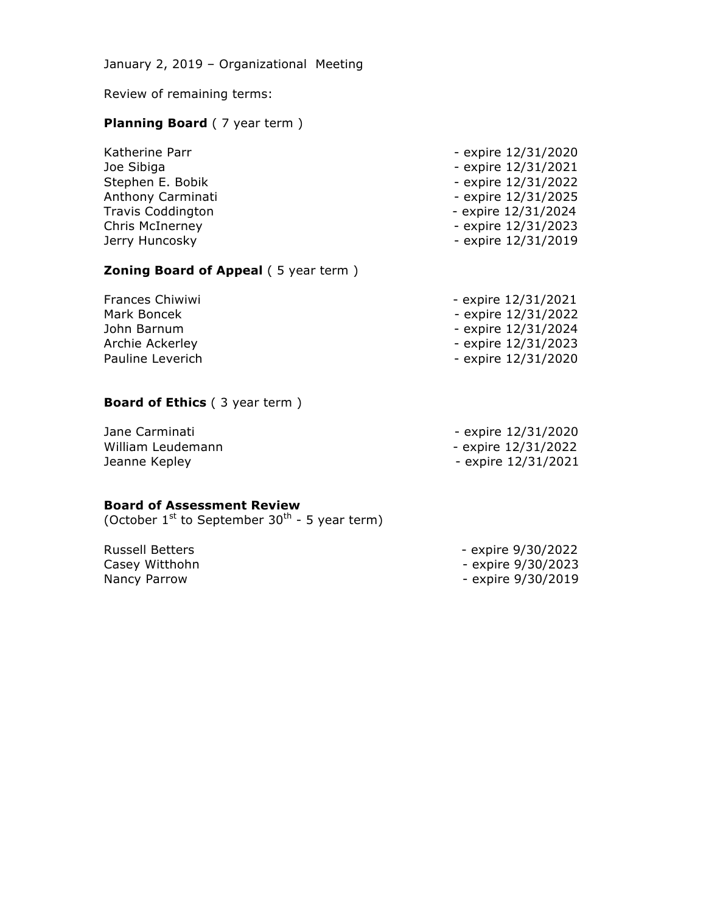January 2, 2019 – Organizational Meeting

Review of remaining terms:

**Planning Board** ( 7 year term )

| | |
|---|---|
| Katherine Parr | - expire 12/31/2020 |
| Joe Sibiga | - expire 12/31/2021 |
| Stephen E. Bobik | - expire 12/31/2022 |
| Anthony Carminati | - expire 12/31/2025 |
| Travis Coddington | - expire 12/31/2024 |
| Chris McInerney | - expire 12/31/2023 |
| Jerry Huncosky | - expire 12/31/2019 |

**Zoning Board of Appeal** ( 5 year term )

| | |
|---|---|
| Frances Chiwiwi | - expire 12/31/2021 |
| Mark Boncek | - expire 12/31/2022 |
| John Barnum | - expire 12/31/2024 |
| Archie Ackerley | - expire 12/31/2023 |
| Pauline Leverich | - expire 12/31/2020 |

**Board of Ethics** ( 3 year term )

| | |
|---|---|
| Jane Carminati | - expire 12/31/2020 |
| William Leudemann | - expire 12/31/2022 |
| Jeanne Kepley | - expire 12/31/2021 |

**Board of Assessment Review**
(October 1st to September 30th - 5 year term)

| | |
|---|---|
| Russell Betters | - expire 9/30/2022 |
| Casey Witthohn | - expire 9/30/2023 |
| Nancy Parrow | - expire 9/30/2019 |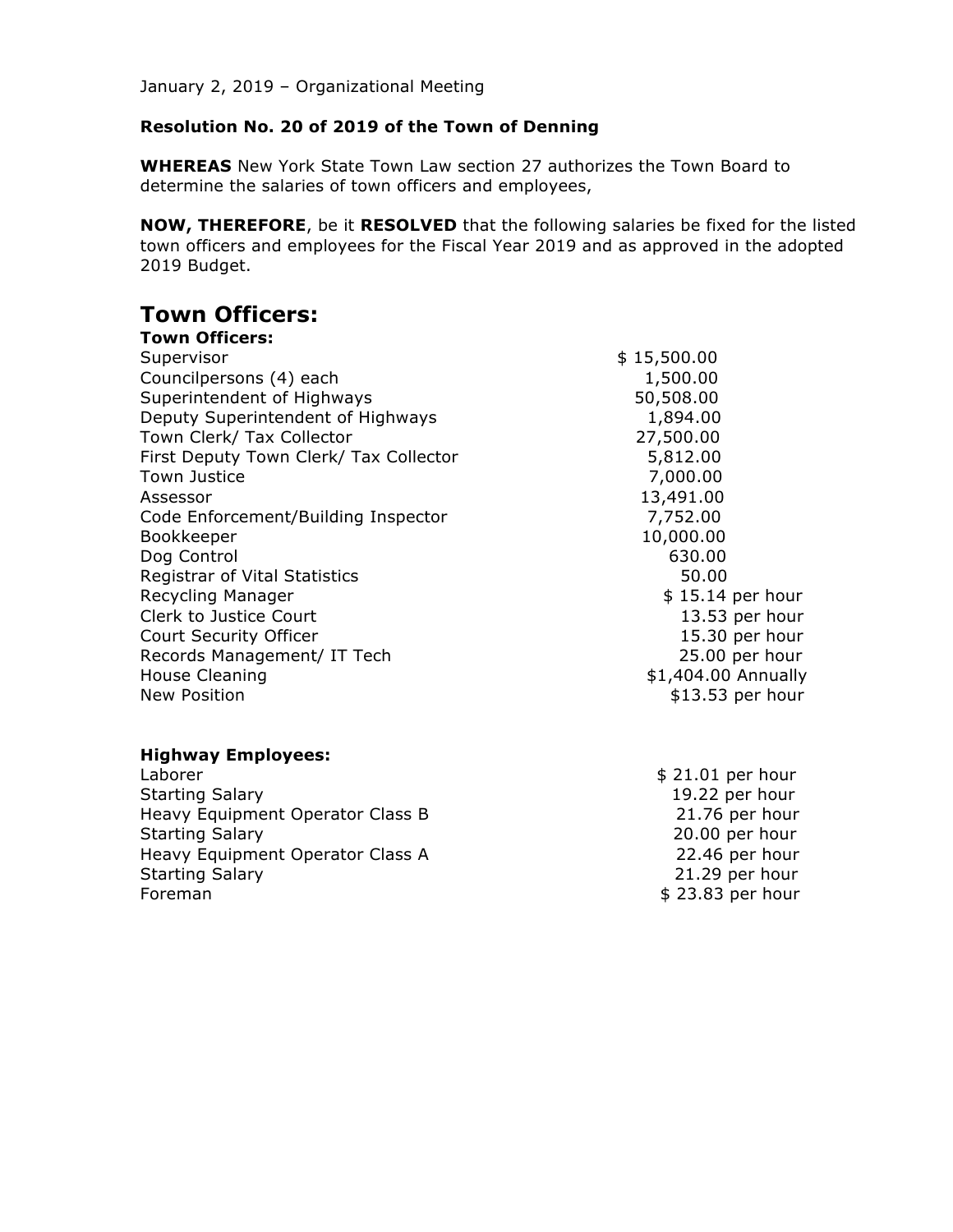January 2, 2019 – Organizational Meeting

**Resolution No. 20 of 2019 of the Town of Denning**

**WHEREAS** New York State Town Law section 27 authorizes the Town Board to determine the salaries of town officers and employees,

**NOW, THEREFORE**, be it **RESOLVED** that the following salaries be fixed for the listed town officers and employees for the Fiscal Year 2019 and as approved in the adopted 2019 Budget.

# Town Officers:

| **Town Officers:** | |
|---|---|
| Supervisor | $ 15,500.00 |
| Councilpersons (4) each | 1,500.00 |
| Superintendent of Highways | 50,508.00 |
| Deputy Superintendent of Highways | 1,894.00 |
| Town Clerk/ Tax Collector | 27,500.00 |
| First Deputy Town Clerk/ Tax Collector | 5,812.00 |
| Town Justice | 7,000.00 |
| Assessor | 13,491.00 |
| Code Enforcement/Building Inspector | 7,752.00 |
| Bookkeeper | 10,000.00 |
| Dog Control | 630.00 |
| Registrar of Vital Statistics | 50.00 |
| Recycling Manager | $ 15.14 per hour |
| Clerk to Justice Court | 13.53 per hour |
| Court Security Officer | 15.30 per hour |
| Records Management/ IT Tech | 25.00 per hour |
| House Cleaning | $1,404.00 Annually |
| New Position | $13.53 per hour |

| **Highway Employees:** | |
|---|---|
| Laborer | $ 21.01 per hour |
| Starting Salary | 19.22 per hour |
| Heavy Equipment Operator Class B | 21.76 per hour |
| Starting Salary | 20.00 per hour |
| Heavy Equipment Operator Class A | 22.46 per hour |
| Starting Salary | 21.29 per hour |
| Foreman | $ 23.83 per hour |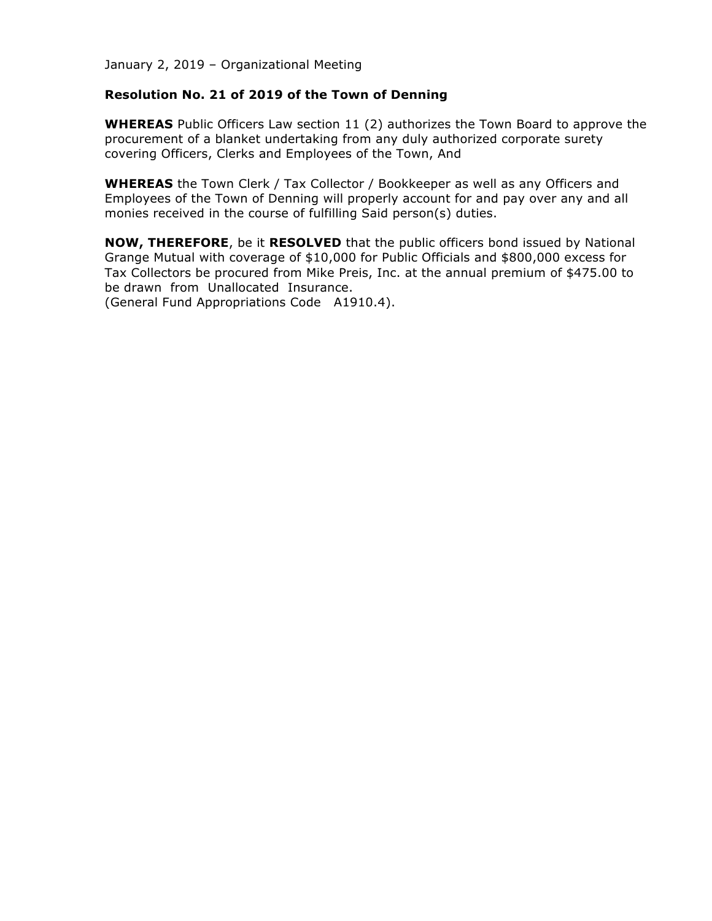January 2, 2019 – Organizational Meeting

**Resolution No. 21 of 2019 of the Town of Denning**

**WHEREAS** Public Officers Law section 11 (2) authorizes the Town Board to approve the procurement of a blanket undertaking from any duly authorized corporate surety covering Officers, Clerks and Employees of the Town, And

**WHEREAS** the Town Clerk / Tax Collector / Bookkeeper as well as any Officers and Employees of the Town of Denning will properly account for and pay over any and all monies received in the course of fulfilling Said person(s) duties.

**NOW, THEREFORE**, be it **RESOLVED** that the public officers bond issued by National Grange Mutual with coverage of $10,000 for Public Officials and $800,000 excess for Tax Collectors be procured from Mike Preis, Inc. at the annual premium of $475.00 to be drawn from Unallocated Insurance.
(General Fund Appropriations Code A1910.4).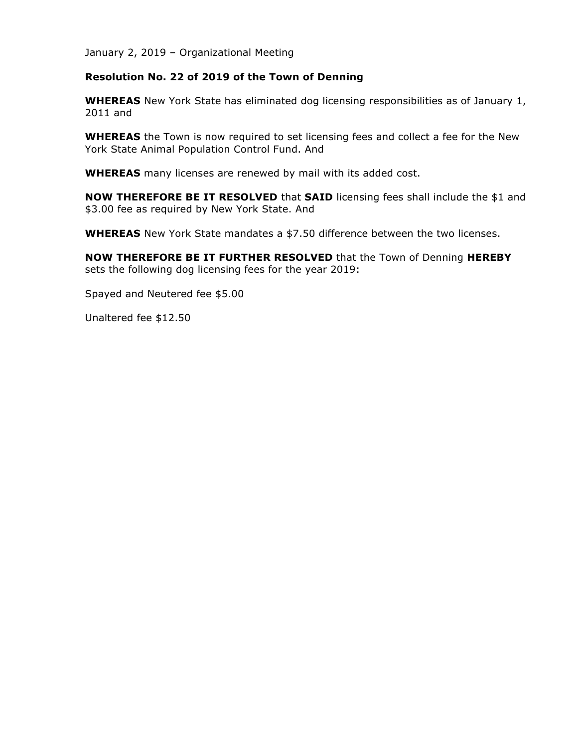January 2, 2019 – Organizational Meeting

**Resolution No. 22 of 2019 of the Town of Denning**

**WHEREAS** New York State has eliminated dog licensing responsibilities as of January 1, 2011 and

**WHEREAS** the Town is now required to set licensing fees and collect a fee for the New York State Animal Population Control Fund. And

**WHEREAS** many licenses are renewed by mail with its added cost.

**NOW THEREFORE BE IT RESOLVED** that **SAID** licensing fees shall include the $1 and $3.00 fee as required by New York State. And

**WHEREAS** New York State mandates a $7.50 difference between the two licenses.

**NOW THEREFORE BE IT FURTHER RESOLVED** that the Town of Denning **HEREBY** sets the following dog licensing fees for the year 2019:

Spayed and Neutered fee $5.00

Unaltered fee $12.50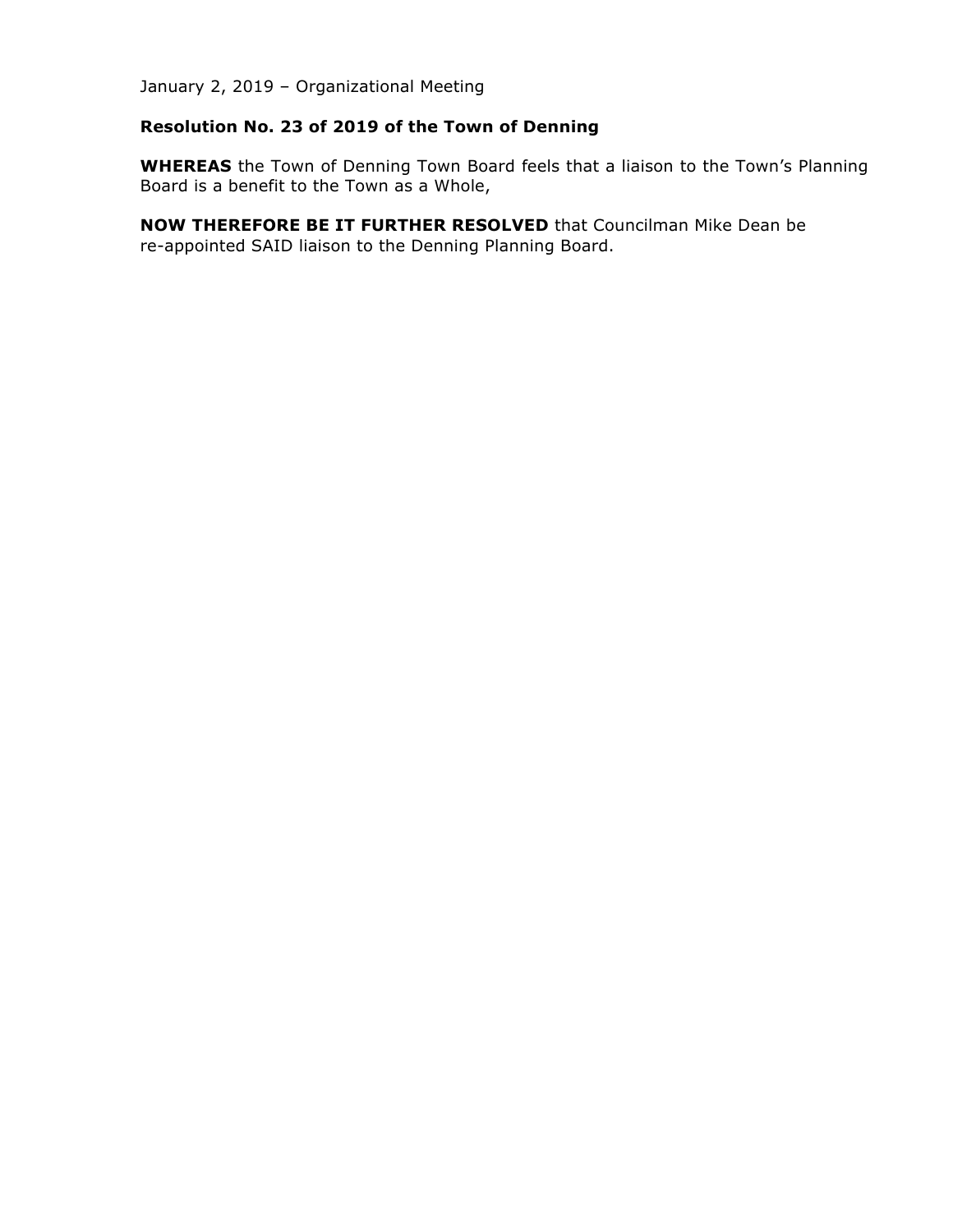January 2, 2019 – Organizational Meeting

**Resolution No. 23 of 2019 of the Town of Denning**

**WHEREAS** the Town of Denning Town Board feels that a liaison to the Town's Planning Board is a benefit to the Town as a Whole,

**NOW THEREFORE BE IT FURTHER RESOLVED** that Councilman Mike Dean be re-appointed SAID liaison to the Denning Planning Board.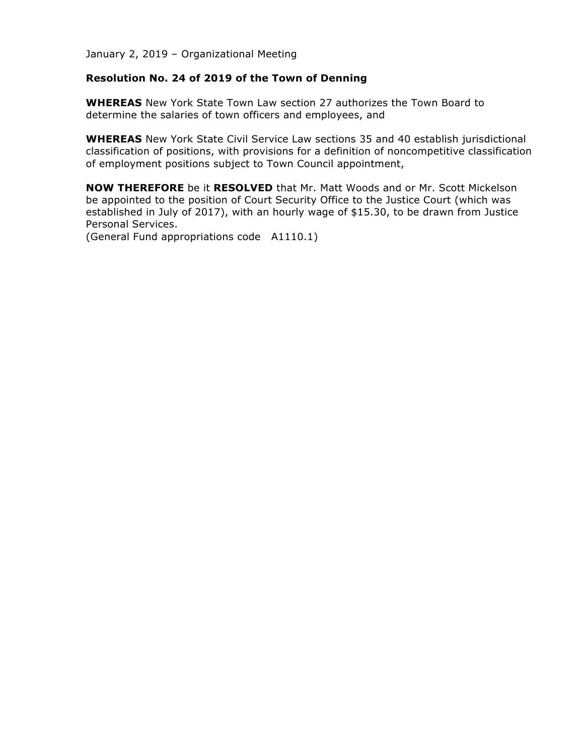January 2, 2019 – Organizational Meeting

**Resolution No. 24 of 2019 of the Town of Denning**

**WHEREAS** New York State Town Law section 27 authorizes the Town Board to determine the salaries of town officers and employees, and

**WHEREAS** New York State Civil Service Law sections 35 and 40 establish jurisdictional classification of positions, with provisions for a definition of noncompetitive classification of employment positions subject to Town Council appointment,

**NOW THEREFORE** be it **RESOLVED** that Mr. Matt Woods and or Mr. Scott Mickelson be appointed to the position of Court Security Office to the Justice Court (which was established in July of 2017), with an hourly wage of $15.30, to be drawn from Justice Personal Services.
(General Fund appropriations code A1110.1)